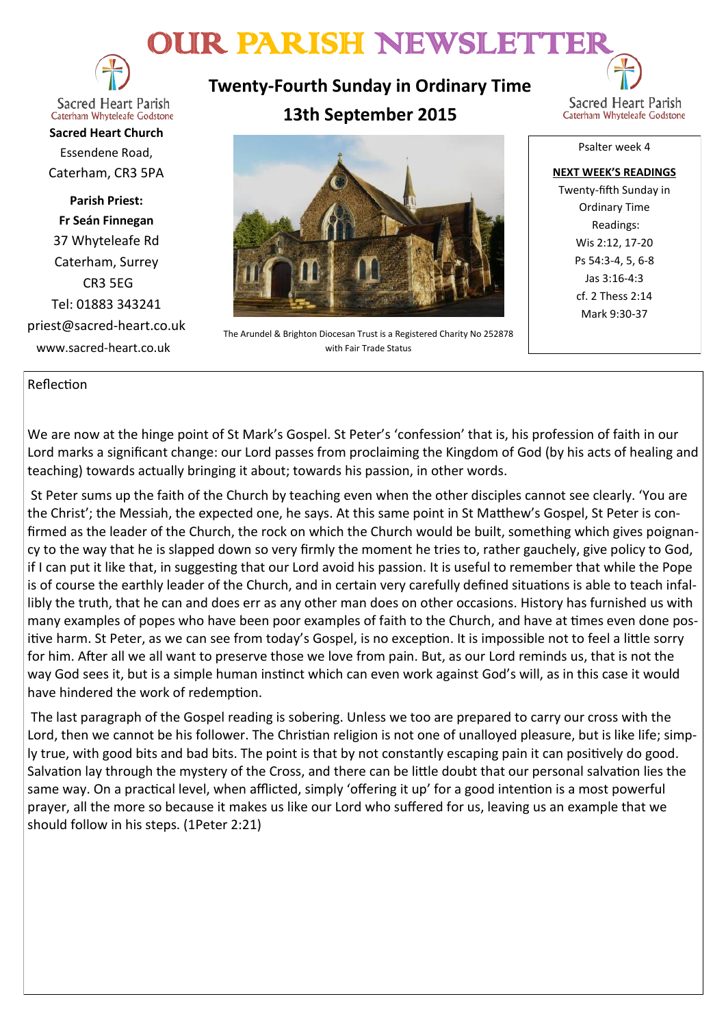# OUR PARISH NEWSLETTER

Sacred Heart Parish
Caterham Whyteleafe Godstone

**Sacred Heart Church**
Essendene Road,
Caterham, CR3 5PA

**Parish Priest:**
**Fr Seán Finnegan**
37 Whyteleafe Rd
Caterham, Surrey
CR3 5EG
Tel: 01883 343241
priest@sacred-heart.co.uk
www.sacred-heart.co.uk

## Twenty-Fourth Sunday in Ordinary Time

## 13th September 2015

The Arundel & Brighton Diocesan Trust is a Registered Charity No 252878 with Fair Trade Status

Psalter week 4

**NEXT WEEK'S READINGS**

Twenty-fifth Sunday in Ordinary Time
Readings:
Wis 2:12, 17-20
Ps 54:3-4, 5, 6-8
Jas 3:16-4:3
cf. 2 Thess 2:14
Mark 9:30-37

Reflection

We are now at the hinge point of St Mark's Gospel. St Peter's 'confession' that is, his profession of faith in our Lord marks a significant change: our Lord passes from proclaiming the Kingdom of God (by his acts of healing and teaching) towards actually bringing it about; towards his passion, in other words.

St Peter sums up the faith of the Church by teaching even when the other disciples cannot see clearly. 'You are the Christ'; the Messiah, the expected one, he says. At this same point in St Matthew's Gospel, St Peter is confirmed as the leader of the Church, the rock on which the Church would be built, something which gives poignancy to the way that he is slapped down so very firmly the moment he tries to, rather gauchely, give policy to God, if I can put it like that, in suggesting that our Lord avoid his passion. It is useful to remember that while the Pope is of course the earthly leader of the Church, and in certain very carefully defined situations is able to teach infallibly the truth, that he can and does err as any other man does on other occasions. History has furnished us with many examples of popes who have been poor examples of faith to the Church, and have at times even done positive harm. St Peter, as we can see from today's Gospel, is no exception. It is impossible not to feel a little sorry for him. After all we all want to preserve those we love from pain. But, as our Lord reminds us, that is not the way God sees it, but is a simple human instinct which can even work against God's will, as in this case it would have hindered the work of redemption.

The last paragraph of the Gospel reading is sobering. Unless we too are prepared to carry our cross with the Lord, then we cannot be his follower. The Christian religion is not one of unalloyed pleasure, but is like life; simply true, with good bits and bad bits. The point is that by not constantly escaping pain it can positively do good. Salvation lay through the mystery of the Cross, and there can be little doubt that our personal salvation lies the same way. On a practical level, when afflicted, simply 'offering it up' for a good intention is a most powerful prayer, all the more so because it makes us like our Lord who suffered for us, leaving us an example that we should follow in his steps. (1Peter 2:21)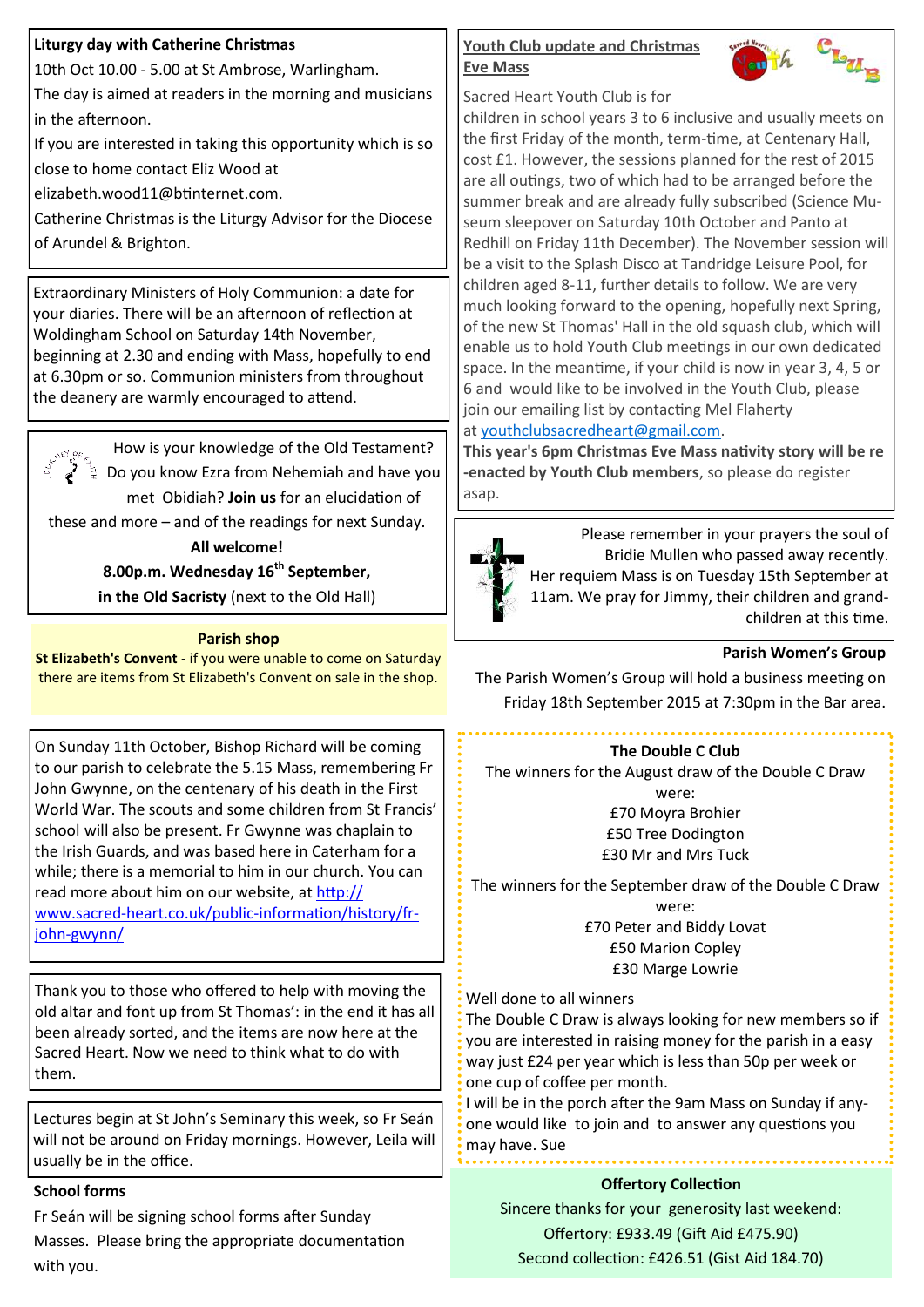**Liturgy day with Catherine Christmas**

10th Oct 10.00 - 5.00 at St Ambrose, Warlingham.

The day is aimed at readers in the morning and musicians in the afternoon.

If you are interested in taking this opportunity which is so close to home contact Eliz Wood at elizabeth.wood11@btinternet.com.

Catherine Christmas is the Liturgy Advisor for the Diocese of Arundel & Brighton.

Extraordinary Ministers of Holy Communion: a date for your diaries. There will be an afternoon of reflection at Woldingham School on Saturday 14th November, beginning at 2.30 and ending with Mass, hopefully to end at 6.30pm or so. Communion ministers from throughout the deanery are warmly encouraged to attend.

How is your knowledge of the Old Testament? Do you know Ezra from Nehemiah and have you met Obidiah? **Join us** for an elucidation of these and more – and of the readings for next Sunday.

**All welcome!**

**8.00p.m. Wednesday 16th September,**

**in the Old Sacristy** (next to the Old Hall)

**Parish shop**

**St Elizabeth's Convent** - if you were unable to come on Saturday there are items from St Elizabeth's Convent on sale in the shop.

On Sunday 11th October, Bishop Richard will be coming to our parish to celebrate the 5.15 Mass, remembering Fr John Gwynne, on the centenary of his death in the First World War. The scouts and some children from St Francis' school will also be present. Fr Gwynne was chaplain to the Irish Guards, and was based here in Caterham for a while; there is a memorial to him in our church. You can read more about him on our website, at http://www.sacred-heart.co.uk/public-information/history/fr-john-gwynn/

Thank you to those who offered to help with moving the old altar and font up from St Thomas': in the end it has all been already sorted, and the items are now here at the Sacred Heart. Now we need to think what to do with them.

Lectures begin at St John's Seminary this week, so Fr Seán will not be around on Friday mornings. However, Leila will usually be in the office.

**School forms**

Fr Seán will be signing school forms after Sunday Masses. Please bring the appropriate documentation with you.

**Youth Club update and Christmas Eve Mass**

Sacred Heart Youth Club is for children in school years 3 to 6 inclusive and usually meets on the first Friday of the month, term-time, at Centenary Hall, cost £1. However, the sessions planned for the rest of 2015 are all outings, two of which had to be arranged before the summer break and are already fully subscribed (Science Museum sleepover on Saturday 10th October and Panto at Redhill on Friday 11th December). The November session will be a visit to the Splash Disco at Tandridge Leisure Pool, for children aged 8-11, further details to follow. We are very much looking forward to the opening, hopefully next Spring, of the new St Thomas' Hall in the old squash club, which will enable us to hold Youth Club meetings in our own dedicated space. In the meantime, if your child is now in year 3, 4, 5 or 6 and would like to be involved in the Youth Club, please join our emailing list by contacting Mel Flaherty at youthclubsacredheart@gmail.com.

**This year's 6pm Christmas Eve Mass nativity story will be re-enacted by Youth Club members**, so please do register asap.

Please remember in your prayers the soul of Bridie Mullen who passed away recently. Her requiem Mass is on Tuesday 15th September at 11am. We pray for Jimmy, their children and grandchildren at this time.

**Parish Women's Group**

The Parish Women's Group will hold a business meeting on Friday 18th September 2015 at 7:30pm in the Bar area.

**The Double C Club**

The winners for the August draw of the Double C Draw were:

£70 Moyra Brohier  
£50 Tree Dodington  
£30 Mr and Mrs Tuck

The winners for the September draw of the Double C Draw were:

£70 Peter and Biddy Lovat  
£50 Marion Copley  
£30 Marge Lowrie

Well done to all winners

The Double C Draw is always looking for new members so if you are interested in raising money for the parish in a easy way just £24 per year which is less than 50p per week or one cup of coffee per month.

I will be in the porch after the 9am Mass on Sunday if anyone would like to join and to answer any questions you may have. Sue

**Offertory Collection**

Sincere thanks for your generosity last weekend:

Offertory: £933.49 (Gift Aid £475.90)

Second collection: £426.51 (Gist Aid 184.70)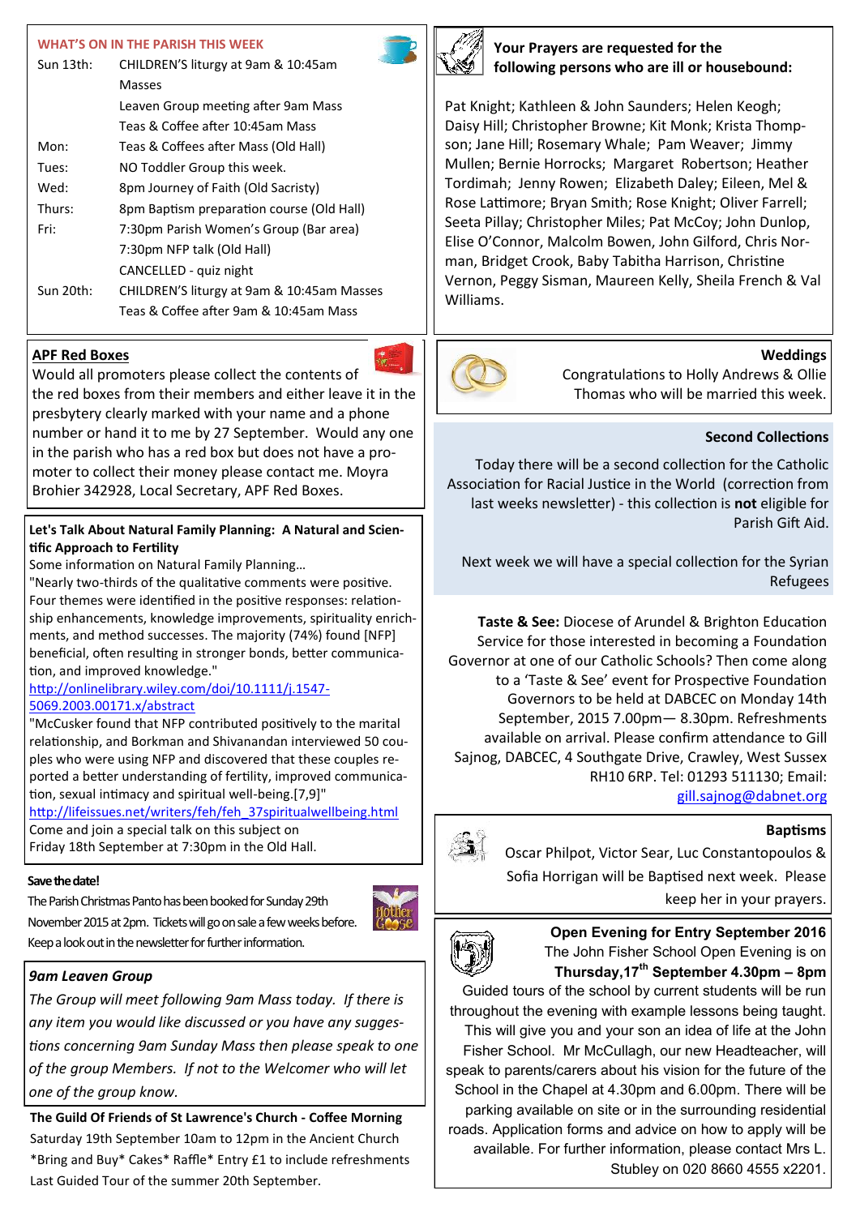## WHAT'S ON IN THE PARISH THIS WEEK

| | |
|---|---|
| Sun 13th: | CHILDREN'S liturgy at 9am & 10:45am Masses |
| | Leaven Group meeting after 9am Mass |
| | Teas & Coffee after 10:45am Mass |
| Mon: | Teas & Coffees after Mass (Old Hall) |
| Tues: | NO Toddler Group this week. |
| Wed: | 8pm Journey of Faith (Old Sacristy) |
| Thurs: | 8pm Baptism preparation course (Old Hall) |
| Fri: | 7:30pm Parish Women's Group (Bar area) |
| | 7:30pm NFP talk (Old Hall) |
| | CANCELLED - quiz night |
| Sun 20th: | CHILDREN'S liturgy at 9am & 10:45am Masses |
| | Teas & Coffee after 9am & 10:45am Mass |

## APF Red Boxes

Would all promoters please collect the contents of the red boxes from their members and either leave it in the presbytery clearly marked with your name and a phone number or hand it to me by 27 September. Would any one in the parish who has a red box but does not have a promoter to collect their money please contact me. Moyra Brohier 342928, Local Secretary, APF Red Boxes.

## Let's Talk About Natural Family Planning: A Natural and Scientific Approach to Fertility

Some information on Natural Family Planning…

"Nearly two-thirds of the qualitative comments were positive. Four themes were identified in the positive responses: relationship enhancements, knowledge improvements, spirituality enrichments, and method successes. The majority (74%) found [NFP] beneficial, often resulting in stronger bonds, better communication, and improved knowledge."

http://onlinelibrary.wiley.com/doi/10.1111/j.1547-5069.2003.00171.x/abstract

"McCusker found that NFP contributed positively to the marital relationship, and Borkman and Shivanandan interviewed 50 couples who were using NFP and discovered that these couples reported a better understanding of fertility, improved communication, sexual intimacy and spiritual well-being.[7,9]"

http://lifeissues.net/writers/feh/feh_37spiritualwellbeing.html

Come and join a special talk on this subject on Friday 18th September at 7:30pm in the Old Hall.

**Save the date!**

The Parish Christmas Panto has been booked for Sunday 29th November 2015 at 2pm. Tickets will go on sale a few weeks before. Keep a look out in the newsletter for further information.

## *9am Leaven Group*

*The Group will meet following 9am Mass today. If there is any item you would like discussed or you have any suggestions concerning 9am Sunday Mass then please speak to one of the group Members. If not to the Welcomer who will let one of the group know.*

**The Guild Of Friends of St Lawrence's Church - Coffee Morning**

Saturday 19th September 10am to 12pm in the Ancient Church

\*Bring and Buy\* Cakes\* Raffle\* Entry £1 to include refreshments

Last Guided Tour of the summer 20th September.

## Your Prayers are requested for the following persons who are ill or housebound:

Pat Knight; Kathleen & John Saunders; Helen Keogh; Daisy Hill; Christopher Browne; Kit Monk; Krista Thompson; Jane Hill; Rosemary Whale; Pam Weaver; Jimmy Mullen; Bernie Horrocks; Margaret Robertson; Heather Tordimah; Jenny Rowen; Elizabeth Daley; Eileen, Mel & Rose Lattimore; Bryan Smith; Rose Knight; Oliver Farrell; Seeta Pillay; Christopher Miles; Pat McCoy; John Dunlop, Elise O'Connor, Malcolm Bowen, John Gilford, Chris Norman, Bridget Crook, Baby Tabitha Harrison, Christine Vernon, Peggy Sisman, Maureen Kelly, Sheila French & Val Williams.

## Weddings

Congratulations to Holly Andrews & Ollie Thomas who will be married this week.

## Second Collections

Today there will be a second collection for the Catholic Association for Racial Justice in the World (correction from last weeks newsletter) - this collection is **not** eligible for Parish Gift Aid.

Next week we will have a special collection for the Syrian Refugees

**Taste & See:** Diocese of Arundel & Brighton Education Service for those interested in becoming a Foundation Governor at one of our Catholic Schools? Then come along to a 'Taste & See' event for Prospective Foundation Governors to be held at DABCEC on Monday 14th September, 2015 7.00pm— 8.30pm. Refreshments available on arrival. Please confirm attendance to Gill Sajnog, DABCEC, 4 Southgate Drive, Crawley, West Sussex RH10 6RP. Tel: 01293 511130; Email: gill.sajnog@dabnet.org

## Baptisms

Oscar Philpot, Victor Sear, Luc Constantopoulos & Sofia Horrigan will be Baptised next week. Please keep her in your prayers.

## Open Evening for Entry September 2016

The John Fisher School Open Evening is on **Thursday,17th September 4.30pm – 8pm**

Guided tours of the school by current students will be run throughout the evening with example lessons being taught. This will give you and your son an idea of life at the John Fisher School. Mr McCullagh, our new Headteacher, will speak to parents/carers about his vision for the future of the School in the Chapel at 4.30pm and 6.00pm. There will be parking available on site or in the surrounding residential roads. Application forms and advice on how to apply will be available. For further information, please contact Mrs L. Stubley on 020 8660 4555 x2201.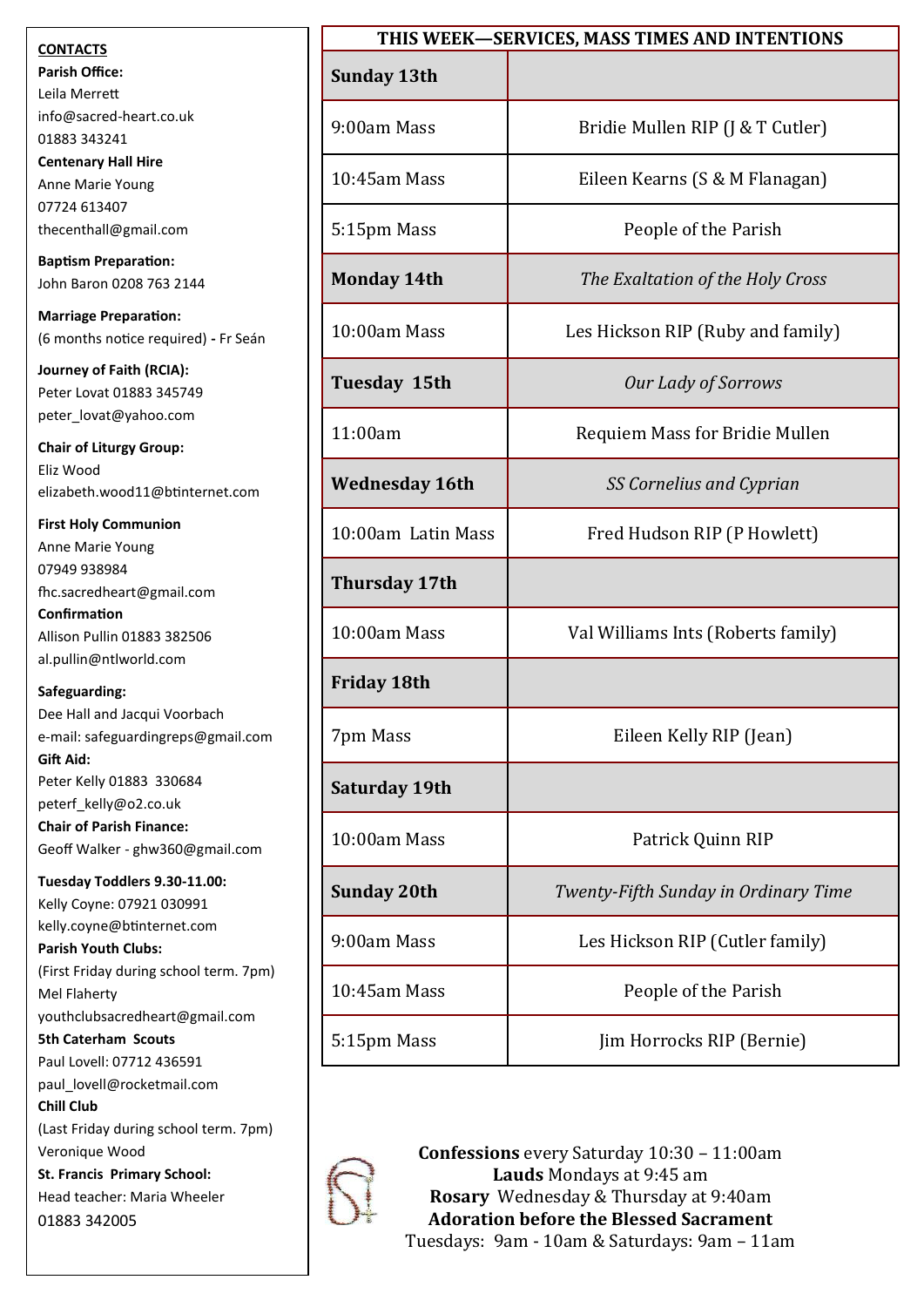**CONTACTS**

**Parish Office:**
Leila Merrett
info@sacred-heart.co.uk
01883 343241

**Centenary Hall Hire**
Anne Marie Young
07724 613407
thecenthall@gmail.com

**Baptism Preparation:**
John Baron 0208 763 2144

**Marriage Preparation:**
(6 months notice required) **-** Fr Seán

**Journey of Faith (RCIA):**
Peter Lovat 01883 345749
peter_lovat@yahoo.com

**Chair of Liturgy Group:**
Eliz Wood
elizabeth.wood11@btinternet.com

**First Holy Communion**
Anne Marie Young
07949 938984
fhc.sacredheart@gmail.com

**Confirmation**
Allison Pullin 01883 382506
al.pullin@ntlworld.com

**Safeguarding:**
Dee Hall and Jacqui Voorbach
e-mail: safeguardingreps@gmail.com

**Gift Aid:**
Peter Kelly 01883 330684
peterf_kelly@o2.co.uk

**Chair of Parish Finance:**
Geoff Walker - ghw360@gmail.com

**Tuesday Toddlers 9.30-11.00:**
Kelly Coyne: 07921 030991
kelly.coyne@btinternet.com

**Parish Youth Clubs:**
(First Friday during school term. 7pm)
Mel Flaherty
youthclubsacredheart@gmail.com

**5th Caterham Scouts**
Paul Lovell: 07712 436591
paul_lovell@rocketmail.com

**Chill Club**
(Last Friday during school term. 7pm)
Veronique Wood

**St. Francis Primary School:**
Head teacher: Maria Wheeler
01883 342005

## THIS WEEK—SERVICES, MASS TIMES AND INTENTIONS

| | |
|---|---|
| **Sunday 13th** | |
| 9:00am Mass | Bridie Mullen RIP (J & T Cutler) |
| 10:45am Mass | Eileen Kearns (S & M Flanagan) |
| 5:15pm Mass | People of the Parish |
| **Monday 14th** | *The Exaltation of the Holy Cross* |
| 10:00am Mass | Les Hickson RIP (Ruby and family) |
| **Tuesday 15th** | *Our Lady of Sorrows* |
| 11:00am | Requiem Mass for Bridie Mullen |
| **Wednesday 16th** | *SS Cornelius and Cyprian* |
| 10:00am Latin Mass | Fred Hudson RIP (P Howlett) |
| **Thursday 17th** | |
| 10:00am Mass | Val Williams Ints (Roberts family) |
| **Friday 18th** | |
| 7pm Mass | Eileen Kelly RIP (Jean) |
| **Saturday 19th** | |
| 10:00am Mass | Patrick Quinn RIP |
| **Sunday 20th** | *Twenty-Fifth Sunday in Ordinary Time* |
| 9:00am Mass | Les Hickson RIP (Cutler family) |
| 10:45am Mass | People of the Parish |
| 5:15pm Mass | Jim Horrocks RIP (Bernie) |

**Confessions** every Saturday 10:30 – 11:00am
**Lauds** Mondays at 9:45 am
**Rosary** Wednesday & Thursday at 9:40am
**Adoration before the Blessed Sacrament**
Tuesdays: 9am - 10am & Saturdays: 9am – 11am